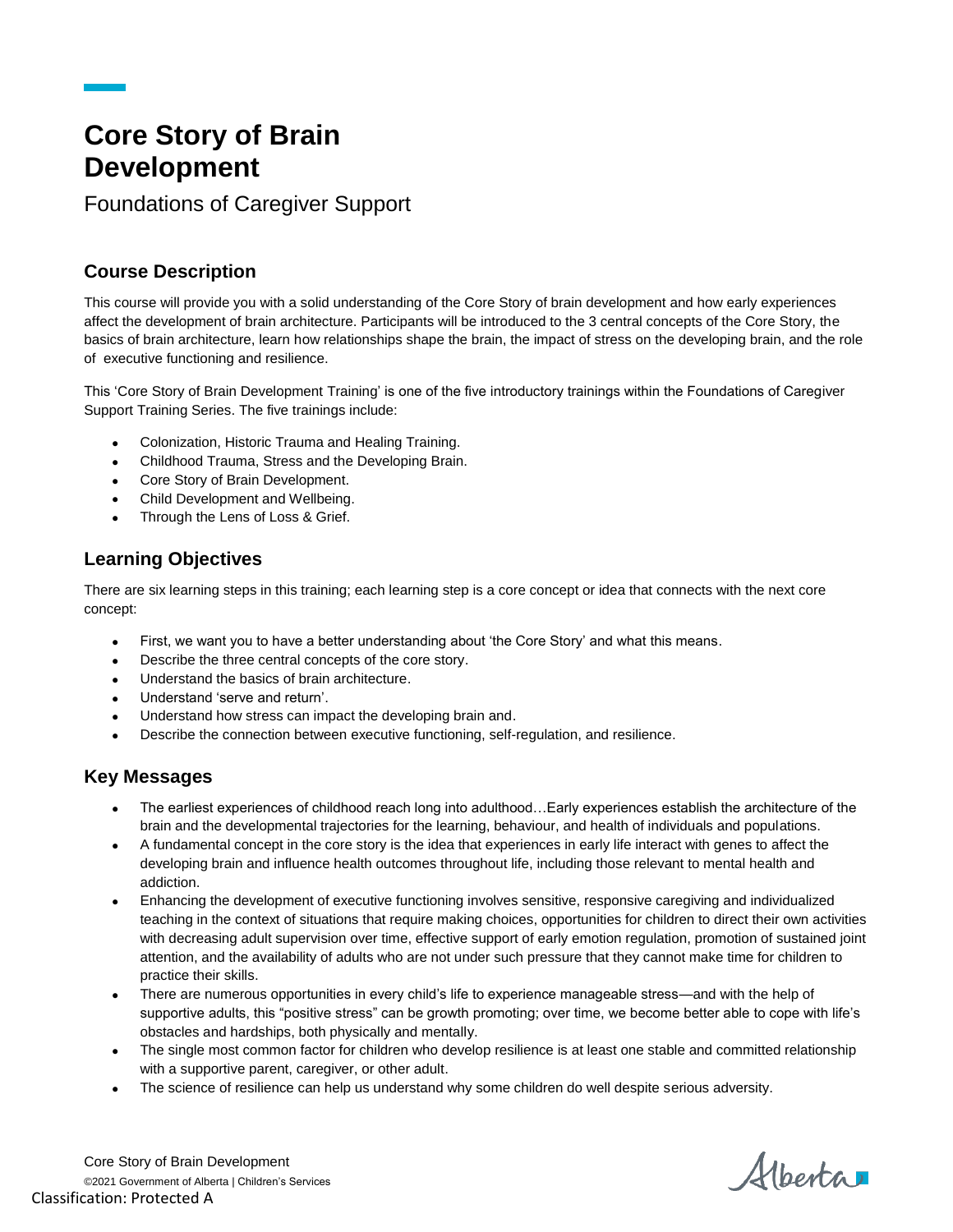# Core Story of Brain Development

Foundations of Caregiver Support

## Course Description

This course will provide you with a solid understanding of the Core Story of brain development and how early experiences affect the development of brain architecture. Participants will be introduced to the 3 central concepts of the Core Story, the basics of brain architecture, learn how relationships shape the brain, the impact of stress on the developing brain, and the role of executive functioning and resilience.

This 'Core Story of Brain Development Training' is one of the five introductory trainings within the Foundations of Caregiver Support Training Series. The five trainings include:

- Colonization, Historic Trauma and Healing Training.
- Childhood Trauma, Stress and the Developing Brain.
- Core Story of Brain Development.
- Child Development and Wellbeing.
- Through the Lens of Loss & Grief.

## Learning Objectives

There are six learning steps in this training; each learning step is a core concept or idea that connects with the next core concept:

- First, we want you to have a better understanding about 'the Core Story' and what this means.
- Describe the three central concepts of the core story.
- Understand the basics of brain architecture.
- Understand 'serve and return'.
- Understand how stress can impact the developing brain and.
- Describe the connection between executive functioning, self-regulation, and resilience.

## Key Messages

- The earliest experiences of childhood reach long into adulthood…Early experiences establish the architecture of the brain and the developmental trajectories for the learning, behaviour, and health of individuals and populations.
- A fundamental concept in the core story is the idea that experiences in early life interact with genes to affect the developing brain and influence health outcomes throughout life, including those relevant to mental health and addiction.
- Enhancing the development of executive functioning involves sensitive, responsive caregiving and individualized teaching in the context of situations that require making choices, opportunities for children to direct their own activities with decreasing adult supervision over time, effective support of early emotion regulation, promotion of sustained joint attention, and the availability of adults who are not under such pressure that they cannot make time for children to practice their skills.
- There are numerous opportunities in every child's life to experience manageable stress—and with the help of supportive adults, this "positive stress" can be growth promoting; over time, we become better able to cope with life's obstacles and hardships, both physically and mentally.
- The single most common factor for children who develop resilience is at least one stable and committed relationship with a supportive parent, caregiver, or other adult.
- The science of resilience can help us understand why some children do well despite serious adversity.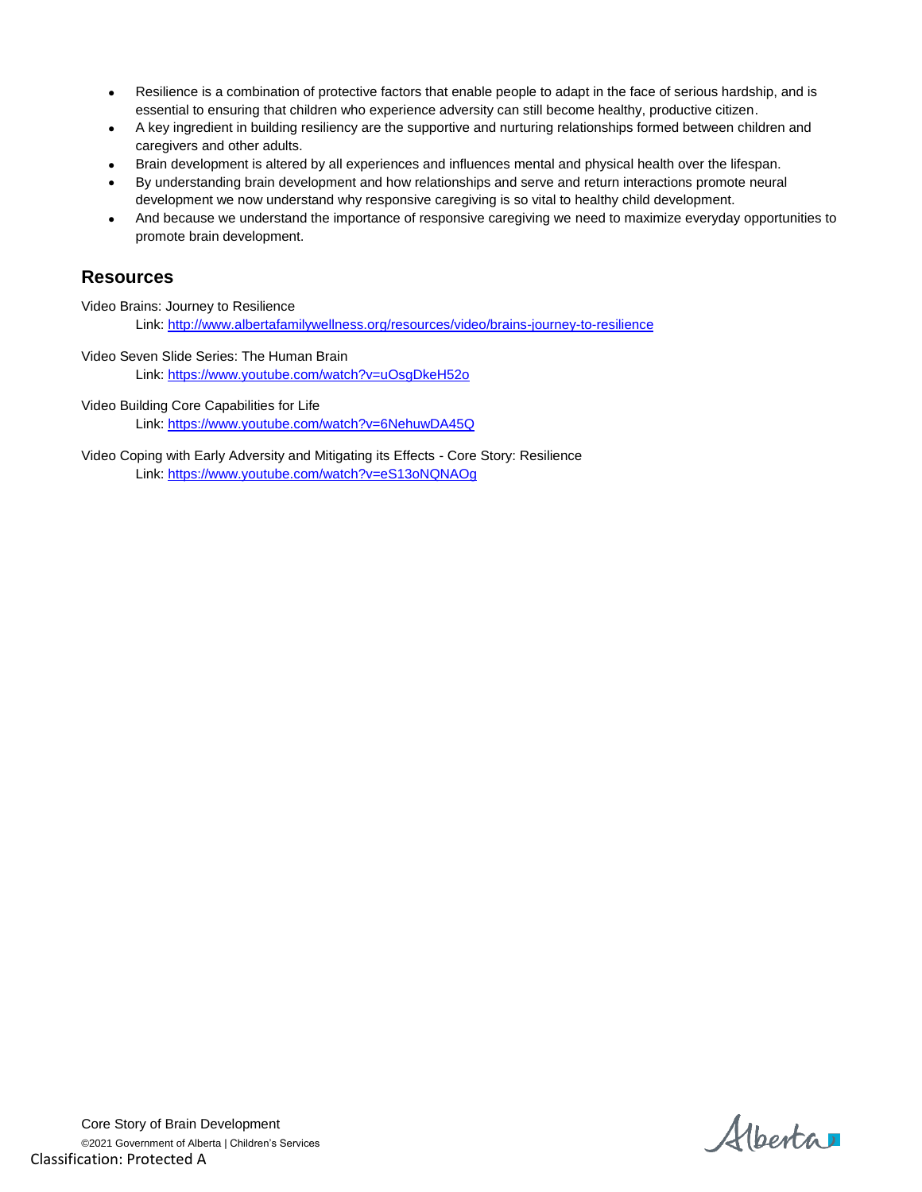- Resilience is a combination of protective factors that enable people to adapt in the face of serious hardship, and is essential to ensuring that children who experience adversity can still become healthy, productive citizen.
- A key ingredient in building resiliency are the supportive and nurturing relationships formed between children and caregivers and other adults.
- Brain development is altered by all experiences and influences mental and physical health over the lifespan.
- By understanding brain development and how relationships and serve and return interactions promote neural development we now understand why responsive caregiving is so vital to healthy child development.
- And because we understand the importance of responsive caregiving we need to maximize everyday opportunities to promote brain development.

## Resources

Video Brains: Journey to Resilience
Link: http://www.albertafamilywellness.org/resources/video/brains-journey-to-resilience

Video Seven Slide Series: The Human Brain
Link: https://www.youtube.com/watch?v=uOsgDkeH52o

Video Building Core Capabilities for Life
Link: https://www.youtube.com/watch?v=6NehuwDA45Q

Video Coping with Early Adversity and Mitigating its Effects - Core Story: Resilience
Link: https://www.youtube.com/watch?v=eS13oNQNAOg

Classification: Protected A